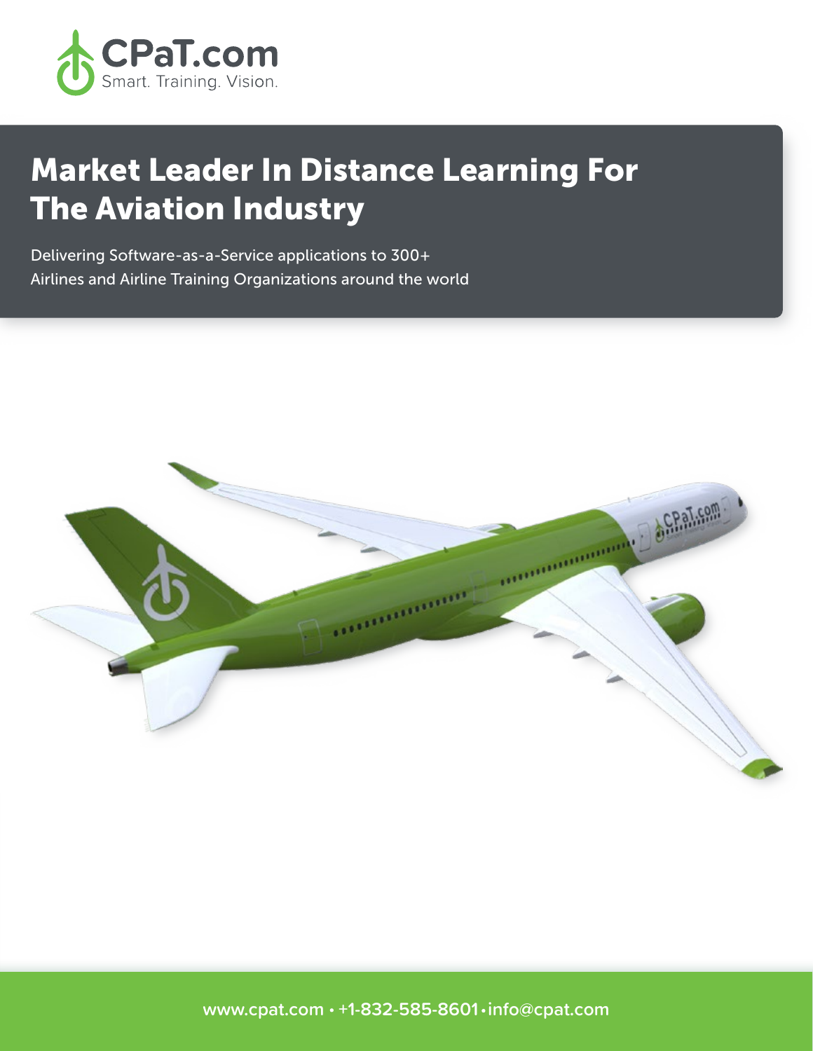CPaT.com
Smart. Training. Vision.

# Market Leader In Distance Learning For The Aviation Industry

Delivering Software-as-a-Service applications to 300+ Airlines and Airline Training Organizations around the world

www.cpat.com • +1-832-585-8601 • info@cpat.com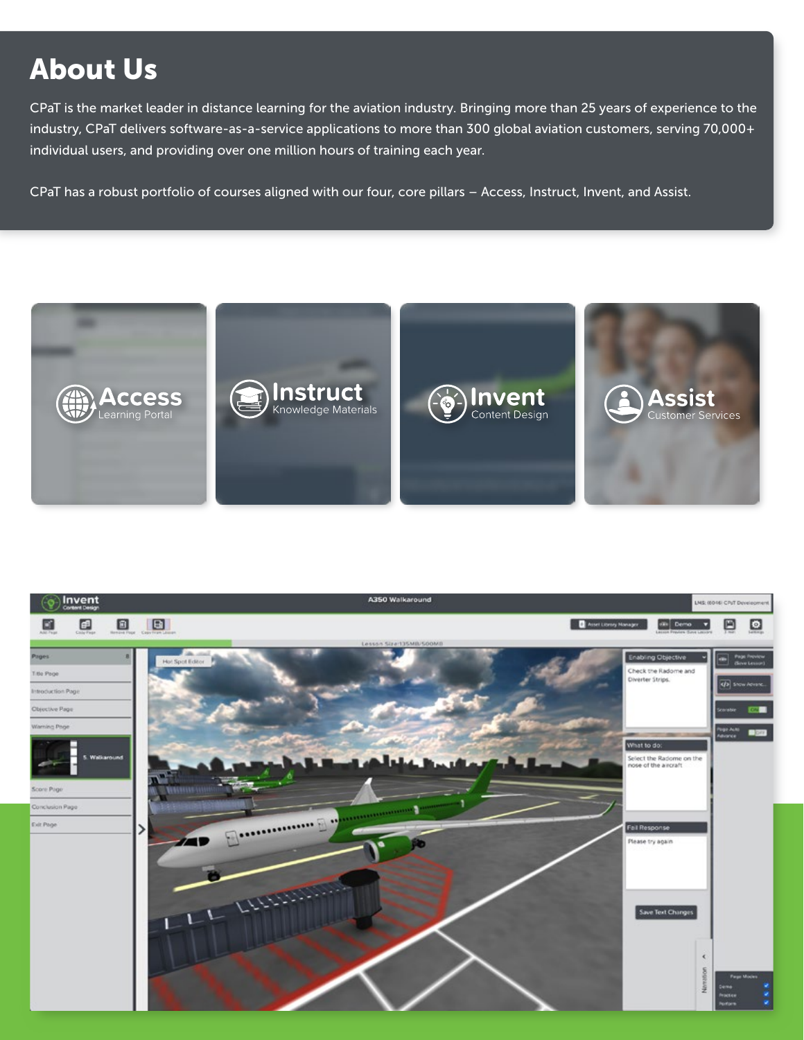# About Us

CPaT is the market leader in distance learning for the aviation industry. Bringing more than 25 years of experience to the industry, CPaT delivers software-as-a-service applications to more than 300 global aviation customers, serving 70,000+ individual users, and providing over one million hours of training each year.

CPaT has a robust portfolio of courses aligned with our four, core pillars – Access, Instruct, Invent, and Assist.

**Access**
Learning Portal

**Instruct**
Knowledge Materials

**Invent**
Content Design

**Assist**
Customer Services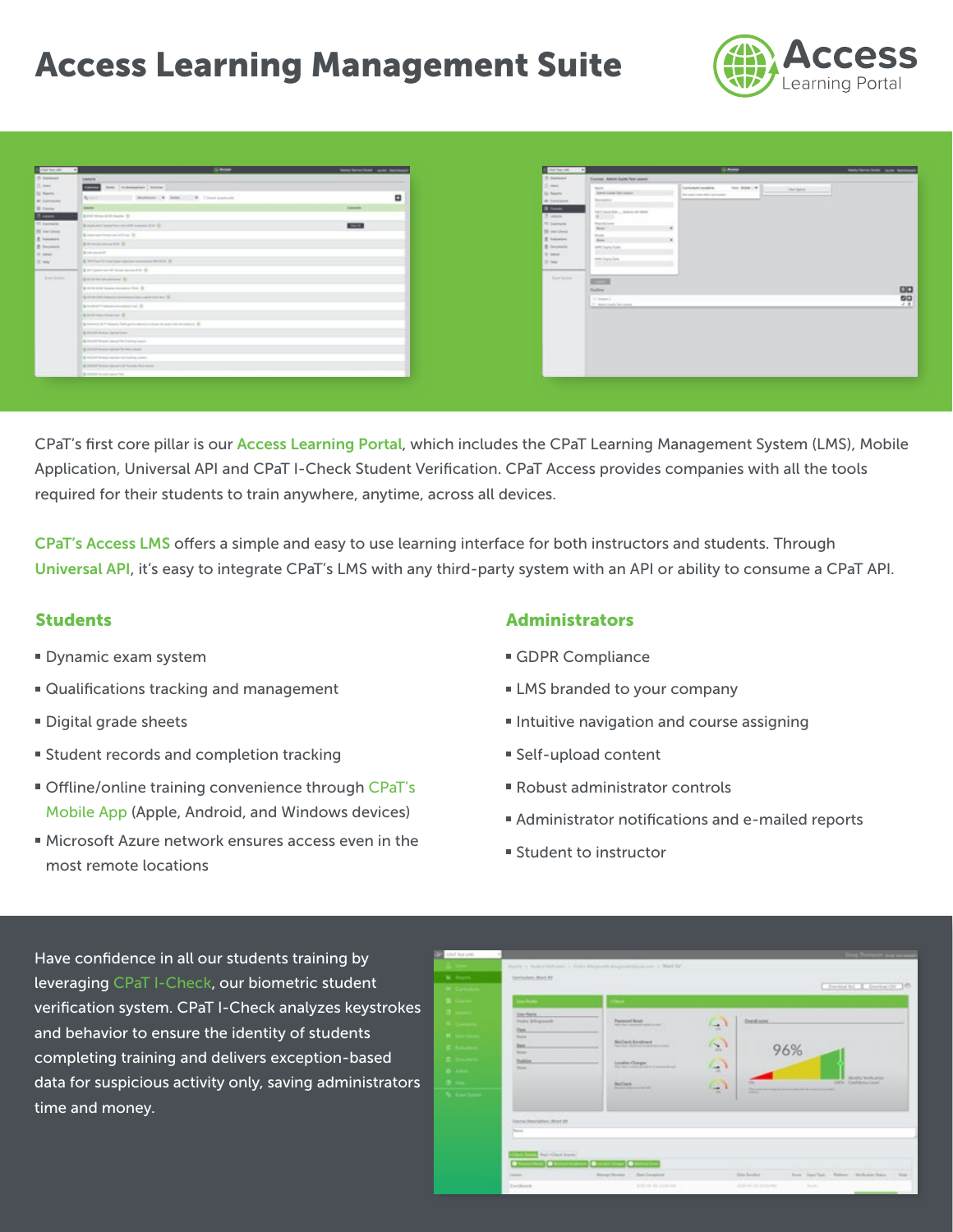# Access Learning Management Suite

Access Learning Portal

CPaT's first core pillar is our Access Learning Portal, which includes the CPaT Learning Management System (LMS), Mobile Application, Universal API and CPaT I-Check Student Verification. CPaT Access provides companies with all the tools required for their students to train anywhere, anytime, across all devices.

CPaT's Access LMS offers a simple and easy to use learning interface for both instructors and students. Through Universal API, it's easy to integrate CPaT's LMS with any third-party system with an API or ability to consume a CPaT API.

## Students

- Dynamic exam system
- Qualifications tracking and management
- Digital grade sheets
- Student records and completion tracking
- Offline/online training convenience through CPaT's Mobile App (Apple, Android, and Windows devices)
- Microsoft Azure network ensures access even in the most remote locations

## Administrators

- GDPR Compliance
- LMS branded to your company
- Intuitive navigation and course assigning
- Self-upload content
- Robust administrator controls
- Administrator notifications and e-mailed reports
- Student to instructor

Have confidence in all our students training by leveraging CPaT I-Check, our biometric student verification system. CPaT I-Check analyzes keystrokes and behavior to ensure the identity of students completing training and delivers exception-based data for suspicious activity only, saving administrators time and money.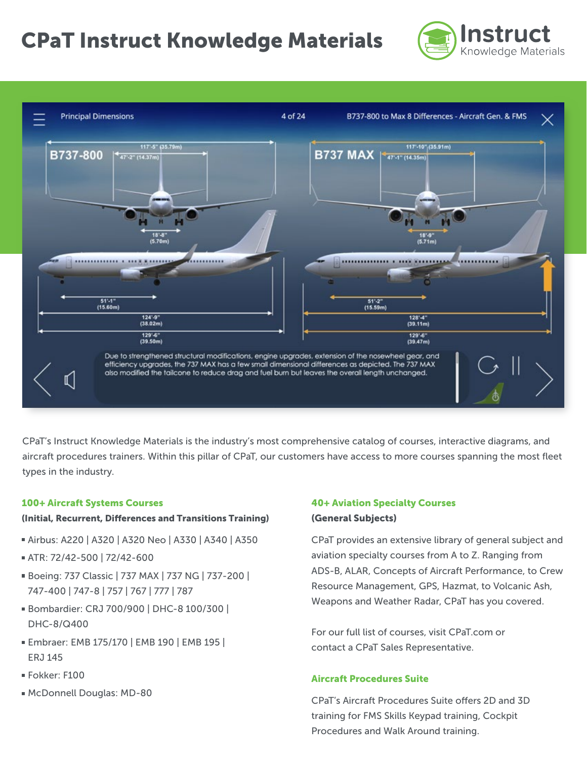# CPaT Instruct Knowledge Materials

Instruct
Knowledge Materials

Principal Dimensions 4 of 24 B737-800 to Max 8 Differences - Aircraft Gen. & FMS

B737-800: 117'-5" (35.79m), 47'-2" (14.37m), 18'-8" (5.70m), 51'-1" (15.60m), 124'-9" (38.02m), 129'-6" (39.50m)

B737 MAX: 117'-10" (35.91m), 47'-1" (14.35m), 18'-9" (5.71m), 51'-2" (15.59m), 128'-4" (39.11m), 129'-6" (39.47m)

Due to strengthened structural modifications, engine upgrades, extension of the nosewheel gear, and efficiency upgrades, the 737 MAX has a few small dimensional differences as depicted. The 737 MAX also modified the tailcone to reduce drag and fuel burn but leaves the overall length unchanged.

CPaT's Instruct Knowledge Materials is the industry's most comprehensive catalog of courses, interactive diagrams, and aircraft procedures trainers. Within this pillar of CPaT, our customers have access to more courses spanning the most fleet types in the industry.

### 100+ Aircraft Systems Courses

**(Initial, Recurrent, Differences and Transitions Training)**

- Airbus: A220 | A320 | A320 Neo | A330 | A340 | A350
- ATR: 72/42-500 | 72/42-600
- Boeing: 737 Classic | 737 MAX | 737 NG | 737-200 | 747-400 | 747-8 | 757 | 767 | 777 | 787
- Bombardier: CRJ 700/900 | DHC-8 100/300 | DHC-8/Q400
- Embraer: EMB 175/170 | EMB 190 | EMB 195 | ERJ 145
- Fokker: F100
- McDonnell Douglas: MD-80

### 40+ Aviation Specialty Courses

**(General Subjects)**

CPaT provides an extensive library of general subject and aviation specialty courses from A to Z. Ranging from ADS-B, ALAR, Concepts of Aircraft Performance, to Crew Resource Management, GPS, Hazmat, to Volcanic Ash, Weapons and Weather Radar, CPaT has you covered.

For our full list of courses, visit CPaT.com or contact a CPaT Sales Representative.

### Aircraft Procedures Suite

CPaT's Aircraft Procedures Suite offers 2D and 3D training for FMS Skills Keypad training, Cockpit Procedures and Walk Around training.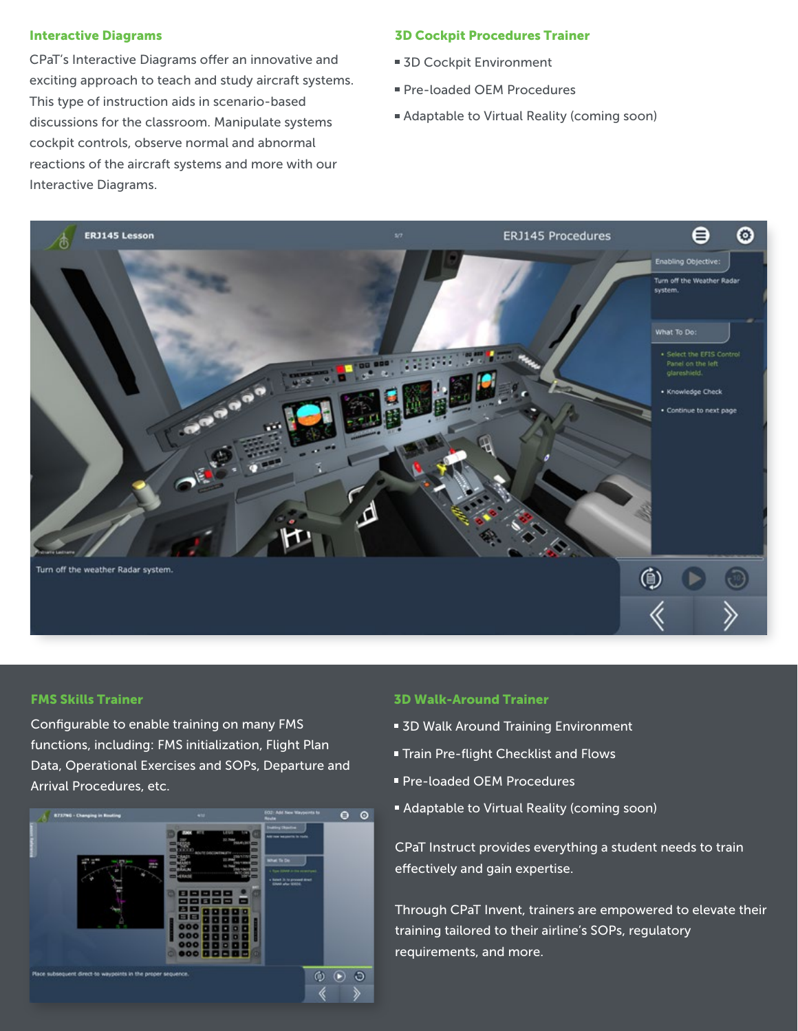## Interactive Diagrams

CPaT's Interactive Diagrams offer an innovative and exciting approach to teach and study aircraft systems. This type of instruction aids in scenario-based discussions for the classroom. Manipulate systems cockpit controls, observe normal and abnormal reactions of the aircraft systems and more with our Interactive Diagrams.

## 3D Cockpit Procedures Trainer

- 3D Cockpit Environment
- Pre-loaded OEM Procedures
- Adaptable to Virtual Reality (coming soon)

## FMS Skills Trainer

Configurable to enable training on many FMS functions, including: FMS initialization, Flight Plan Data, Operational Exercises and SOPs, Departure and Arrival Procedures, etc.

## 3D Walk-Around Trainer

- 3D Walk Around Training Environment
- Train Pre-flight Checklist and Flows
- Pre-loaded OEM Procedures
- Adaptable to Virtual Reality (coming soon)

CPaT Instruct provides everything a student needs to train effectively and gain expertise.

Through CPaT Invent, trainers are empowered to elevate their training tailored to their airline's SOPs, regulatory requirements, and more.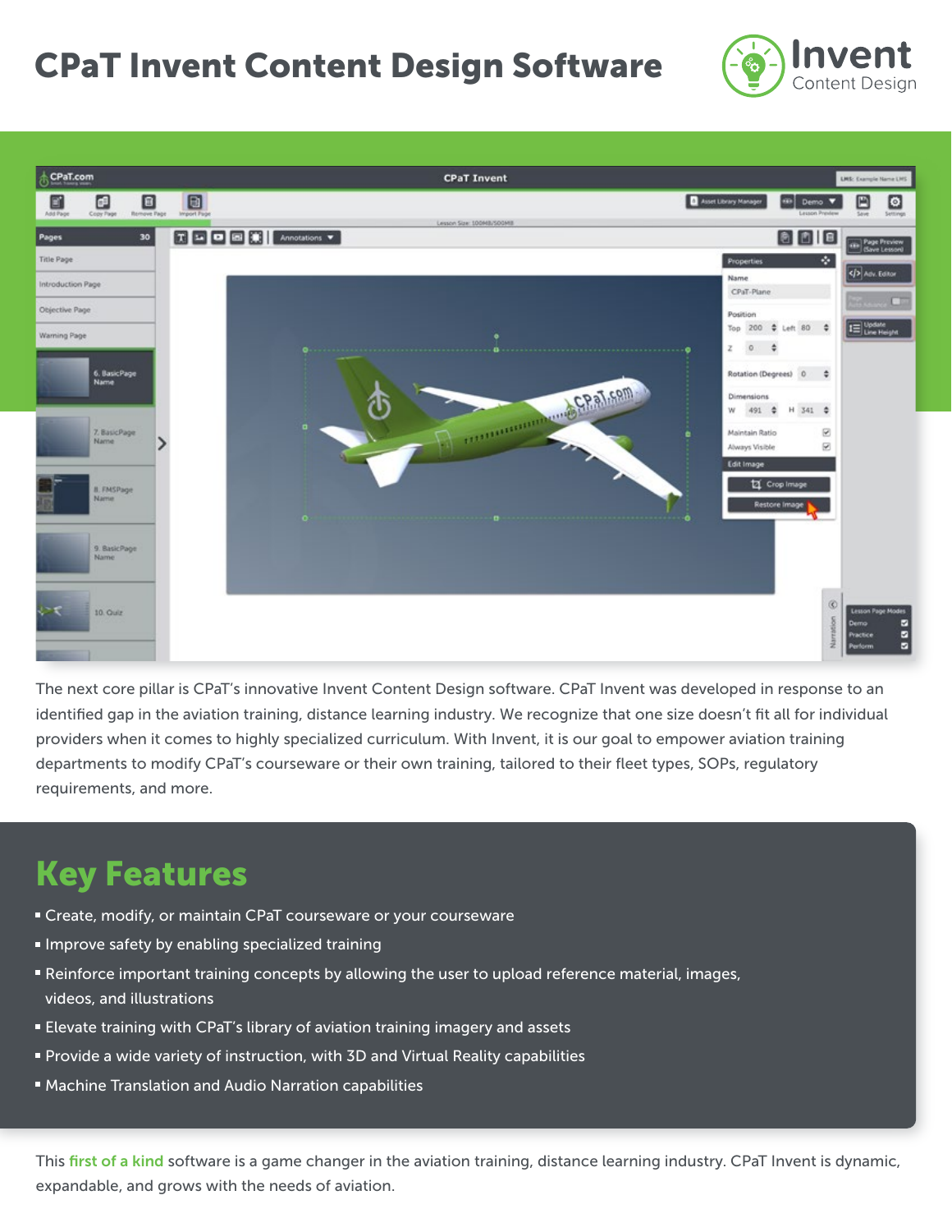# CPaT Invent Content Design Software

The next core pillar is CPaT's innovative Invent Content Design software. CPaT Invent was developed in response to an identified gap in the aviation training, distance learning industry. We recognize that one size doesn't fit all for individual providers when it comes to highly specialized curriculum. With Invent, it is our goal to empower aviation training departments to modify CPaT's courseware or their own training, tailored to their fleet types, SOPs, regulatory requirements, and more.

## Key Features

- Create, modify, or maintain CPaT courseware or your courseware
- Improve safety by enabling specialized training
- Reinforce important training concepts by allowing the user to upload reference material, images, videos, and illustrations
- Elevate training with CPaT's library of aviation training imagery and assets
- Provide a wide variety of instruction, with 3D and Virtual Reality capabilities
- Machine Translation and Audio Narration capabilities

This **first of a kind** software is a game changer in the aviation training, distance learning industry. CPaT Invent is dynamic, expandable, and grows with the needs of aviation.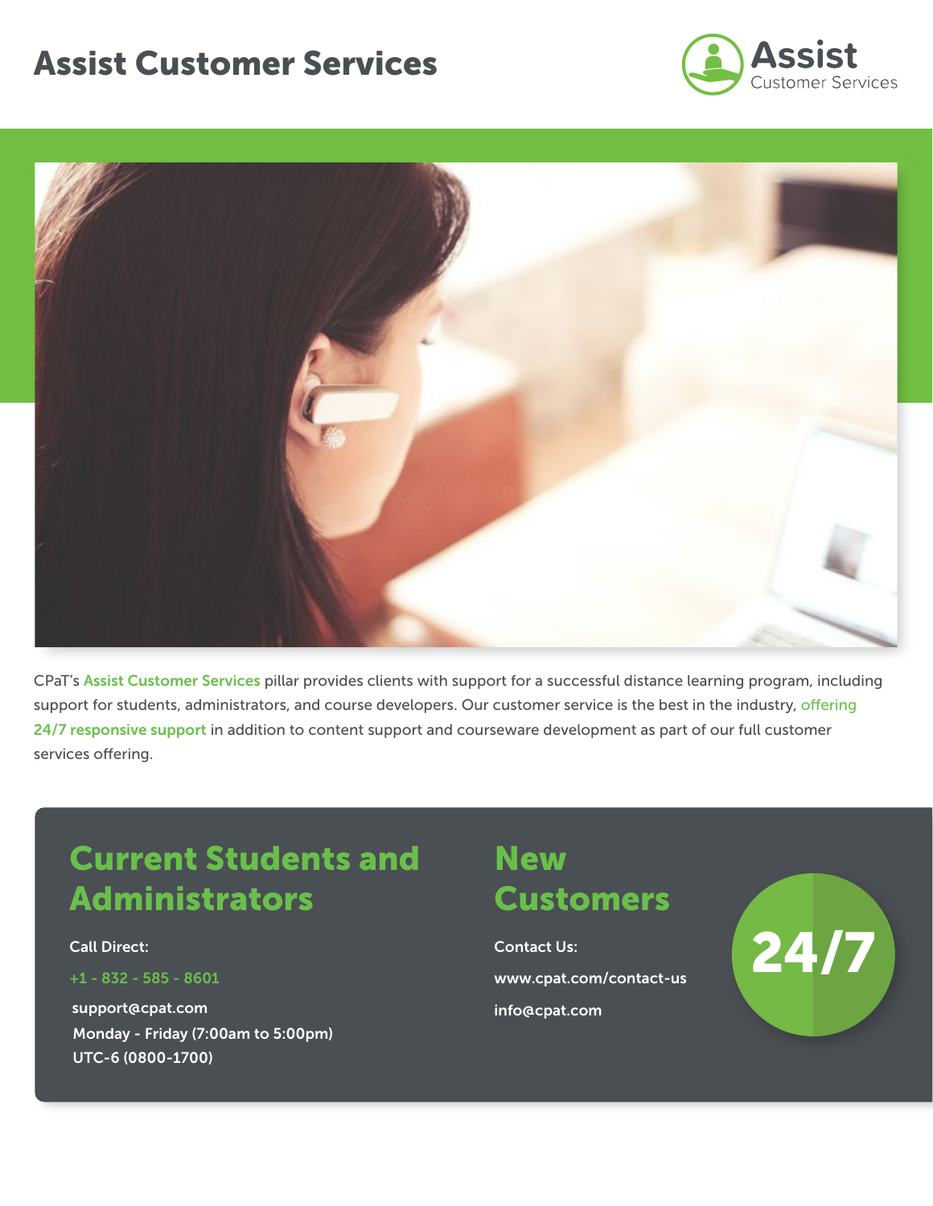# Assist Customer Services

CPaT's Assist Customer Services pillar provides clients with support for a successful distance learning program, including support for students, administrators, and course developers. Our customer service is the best in the industry, offering 24/7 responsive support in addition to content support and courseware development as part of our full customer services offering.

## Current Students and Administrators

**Call Direct:**

+1 - 832 - 585 - 8601

support@cpat.com

Monday - Friday (7:00am to 5:00pm)

UTC-6 (0800-1700)

## New Customers

**Contact Us:**

www.cpat.com/contact-us

info@cpat.com

24/7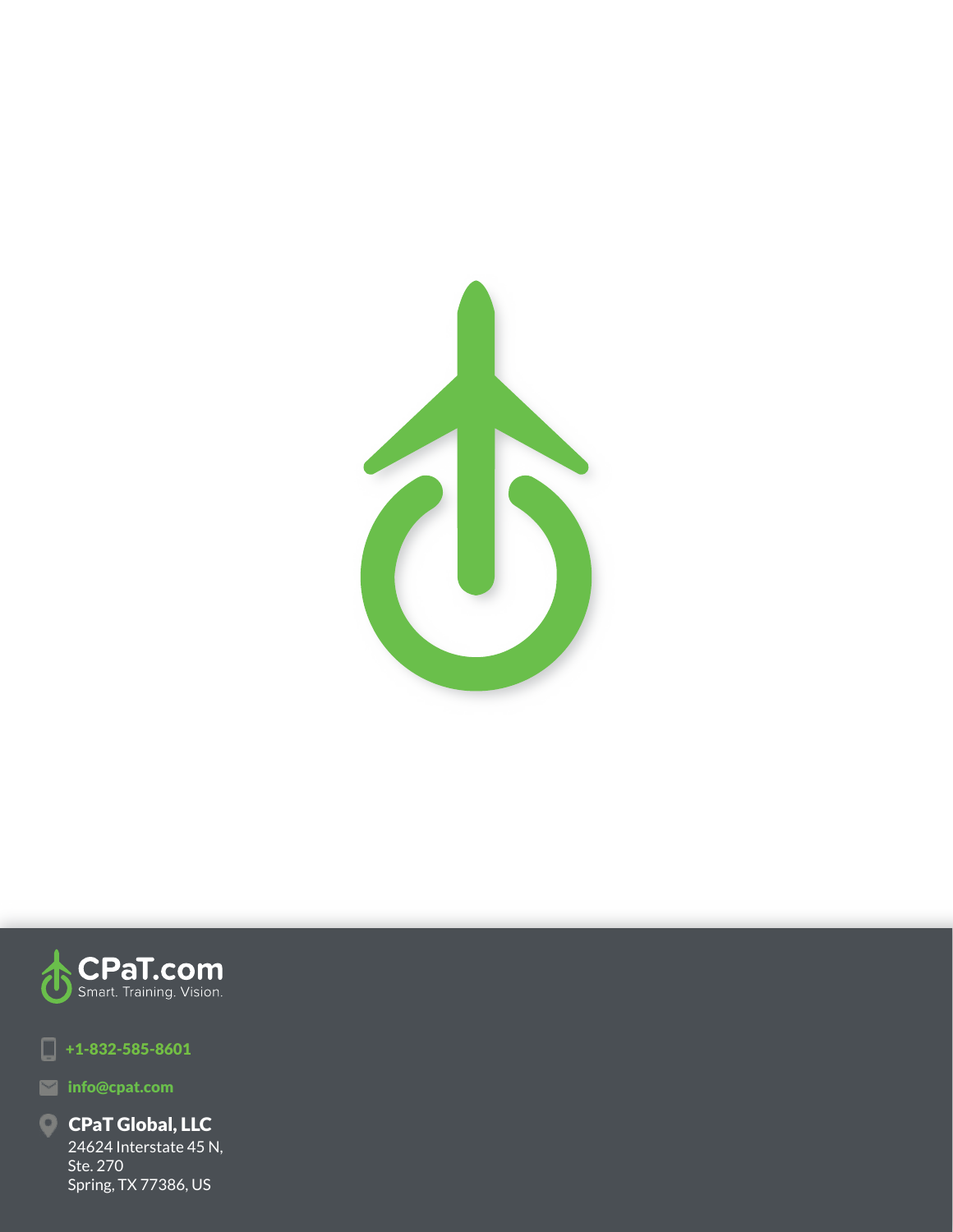CPaT.com
Smart. Training. Vision.

+1-832-585-8601

info@cpat.com

**CPaT Global, LLC**
24624 Interstate 45 N,
Ste. 270
Spring, TX 77386, US